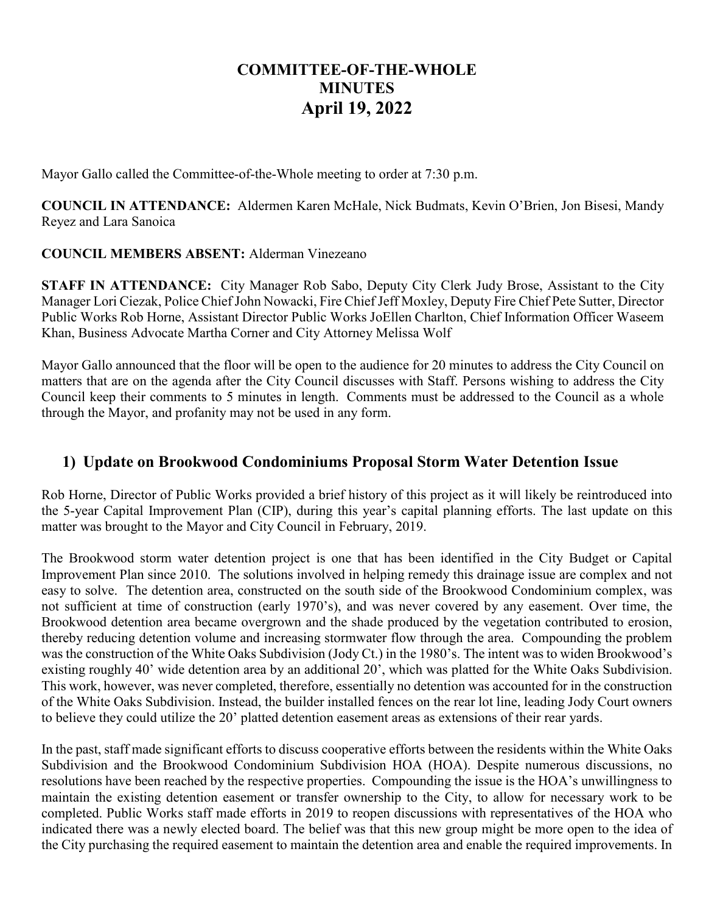# COMMITTEE-OF-THE-WHOLE MINUTES April 19, 2022

Mayor Gallo called the Committee-of-the-Whole meeting to order at 7:30 p.m.

**COUNCIL IN ATTENDANCE:** Aldermen Karen McHale, Nick Budmats, Kevin O'Brien, Jon Bisesi, Mandy Reyez and Lara Sanoica

**COUNCIL MEMBERS ABSENT:** Alderman Vinezeano

**STAFF IN ATTENDANCE:** City Manager Rob Sabo, Deputy City Clerk Judy Brose, Assistant to the City Manager Lori Ciezak, Police Chief John Nowacki, Fire Chief Jeff Moxley, Deputy Fire Chief Pete Sutter, Director Public Works Rob Horne, Assistant Director Public Works JoEllen Charlton, Chief Information Officer Waseem Khan, Business Advocate Martha Corner and City Attorney Melissa Wolf

Mayor Gallo announced that the floor will be open to the audience for 20 minutes to address the City Council on matters that are on the agenda after the City Council discusses with Staff. Persons wishing to address the City Council keep their comments to 5 minutes in length. Comments must be addressed to the Council as a whole through the Mayor, and profanity may not be used in any form.

## 1) Update on Brookwood Condominiums Proposal Storm Water Detention Issue

Rob Horne, Director of Public Works provided a brief history of this project as it will likely be reintroduced into the 5-year Capital Improvement Plan (CIP), during this year's capital planning efforts. The last update on this matter was brought to the Mayor and City Council in February, 2019.

The Brookwood storm water detention project is one that has been identified in the City Budget or Capital Improvement Plan since 2010. The solutions involved in helping remedy this drainage issue are complex and not easy to solve. The detention area, constructed on the south side of the Brookwood Condominium complex, was not sufficient at time of construction (early 1970's), and was never covered by any easement. Over time, the Brookwood detention area became overgrown and the shade produced by the vegetation contributed to erosion, thereby reducing detention volume and increasing stormwater flow through the area. Compounding the problem was the construction of the White Oaks Subdivision (Jody Ct.) in the 1980's. The intent was to widen Brookwood's existing roughly 40' wide detention area by an additional 20', which was platted for the White Oaks Subdivision. This work, however, was never completed, therefore, essentially no detention was accounted for in the construction of the White Oaks Subdivision. Instead, the builder installed fences on the rear lot line, leading Jody Court owners to believe they could utilize the 20' platted detention easement areas as extensions of their rear yards.

In the past, staff made significant efforts to discuss cooperative efforts between the residents within the White Oaks Subdivision and the Brookwood Condominium Subdivision HOA (HOA). Despite numerous discussions, no resolutions have been reached by the respective properties. Compounding the issue is the HOA's unwillingness to maintain the existing detention easement or transfer ownership to the City, to allow for necessary work to be completed. Public Works staff made efforts in 2019 to reopen discussions with representatives of the HOA who indicated there was a newly elected board. The belief was that this new group might be more open to the idea of the City purchasing the required easement to maintain the detention area and enable the required improvements. In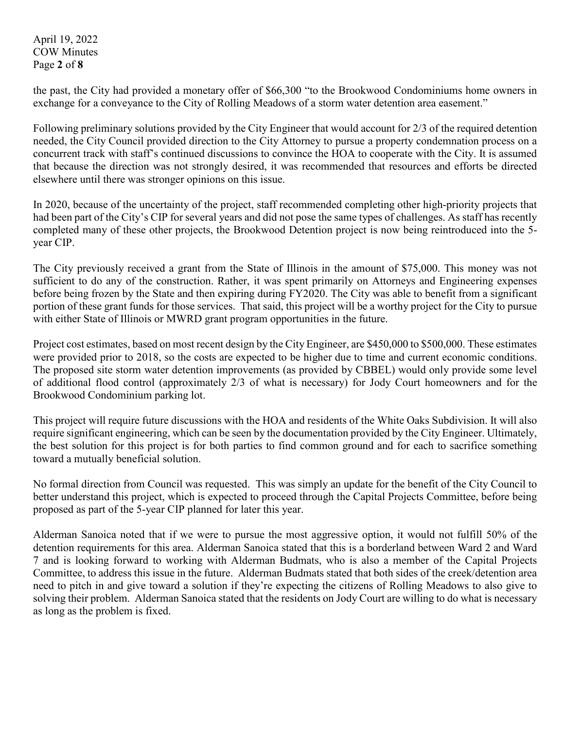the past, the City had provided a monetary offer of $66,300 "to the Brookwood Condominiums home owners in exchange for a conveyance to the City of Rolling Meadows of a storm water detention area easement."

Following preliminary solutions provided by the City Engineer that would account for 2/3 of the required detention needed, the City Council provided direction to the City Attorney to pursue a property condemnation process on a concurrent track with staff's continued discussions to convince the HOA to cooperate with the City. It is assumed that because the direction was not strongly desired, it was recommended that resources and efforts be directed elsewhere until there was stronger opinions on this issue.

In 2020, because of the uncertainty of the project, staff recommended completing other high-priority projects that had been part of the City's CIP for several years and did not pose the same types of challenges. As staff has recently completed many of these other projects, the Brookwood Detention project is now being reintroduced into the 5-year CIP.

The City previously received a grant from the State of Illinois in the amount of $75,000. This money was not sufficient to do any of the construction. Rather, it was spent primarily on Attorneys and Engineering expenses before being frozen by the State and then expiring during FY2020. The City was able to benefit from a significant portion of these grant funds for those services. That said, this project will be a worthy project for the City to pursue with either State of Illinois or MWRD grant program opportunities in the future.

Project cost estimates, based on most recent design by the City Engineer, are $450,000 to $500,000. These estimates were provided prior to 2018, so the costs are expected to be higher due to time and current economic conditions. The proposed site storm water detention improvements (as provided by CBBEL) would only provide some level of additional flood control (approximately 2/3 of what is necessary) for Jody Court homeowners and for the Brookwood Condominium parking lot.

This project will require future discussions with the HOA and residents of the White Oaks Subdivision. It will also require significant engineering, which can be seen by the documentation provided by the City Engineer. Ultimately, the best solution for this project is for both parties to find common ground and for each to sacrifice something toward a mutually beneficial solution.

No formal direction from Council was requested. This was simply an update for the benefit of the City Council to better understand this project, which is expected to proceed through the Capital Projects Committee, before being proposed as part of the 5-year CIP planned for later this year.

Alderman Sanoica noted that if we were to pursue the most aggressive option, it would not fulfill 50% of the detention requirements for this area. Alderman Sanoica stated that this is a borderland between Ward 2 and Ward 7 and is looking forward to working with Alderman Budmats, who is also a member of the Capital Projects Committee, to address this issue in the future. Alderman Budmats stated that both sides of the creek/detention area need to pitch in and give toward a solution if they're expecting the citizens of Rolling Meadows to also give to solving their problem. Alderman Sanoica stated that the residents on Jody Court are willing to do what is necessary as long as the problem is fixed.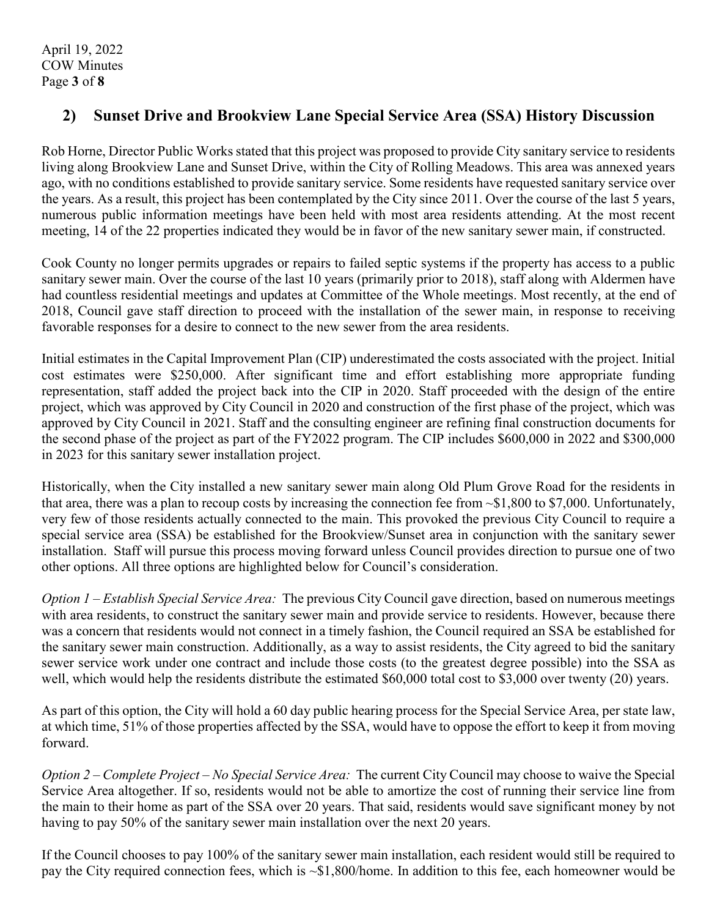## 2) Sunset Drive and Brookview Lane Special Service Area (SSA) History Discussion

Rob Horne, Director Public Works stated that this project was proposed to provide City sanitary service to residents living along Brookview Lane and Sunset Drive, within the City of Rolling Meadows. This area was annexed years ago, with no conditions established to provide sanitary service. Some residents have requested sanitary service over the years. As a result, this project has been contemplated by the City since 2011. Over the course of the last 5 years, numerous public information meetings have been held with most area residents attending. At the most recent meeting, 14 of the 22 properties indicated they would be in favor of the new sanitary sewer main, if constructed.

Cook County no longer permits upgrades or repairs to failed septic systems if the property has access to a public sanitary sewer main. Over the course of the last 10 years (primarily prior to 2018), staff along with Aldermen have had countless residential meetings and updates at Committee of the Whole meetings. Most recently, at the end of 2018, Council gave staff direction to proceed with the installation of the sewer main, in response to receiving favorable responses for a desire to connect to the new sewer from the area residents.

Initial estimates in the Capital Improvement Plan (CIP) underestimated the costs associated with the project. Initial cost estimates were $250,000. After significant time and effort establishing more appropriate funding representation, staff added the project back into the CIP in 2020. Staff proceeded with the design of the entire project, which was approved by City Council in 2020 and construction of the first phase of the project, which was approved by City Council in 2021. Staff and the consulting engineer are refining final construction documents for the second phase of the project as part of the FY2022 program. The CIP includes $600,000 in 2022 and $300,000 in 2023 for this sanitary sewer installation project.

Historically, when the City installed a new sanitary sewer main along Old Plum Grove Road for the residents in that area, there was a plan to recoup costs by increasing the connection fee from ~$1,800 to $7,000. Unfortunately, very few of those residents actually connected to the main. This provoked the previous City Council to require a special service area (SSA) be established for the Brookview/Sunset area in conjunction with the sanitary sewer installation. Staff will pursue this process moving forward unless Council provides direction to pursue one of two other options. All three options are highlighted below for Council's consideration.

*Option 1 – Establish Special Service Area:* The previous City Council gave direction, based on numerous meetings with area residents, to construct the sanitary sewer main and provide service to residents. However, because there was a concern that residents would not connect in a timely fashion, the Council required an SSA be established for the sanitary sewer main construction. Additionally, as a way to assist residents, the City agreed to bid the sanitary sewer service work under one contract and include those costs (to the greatest degree possible) into the SSA as well, which would help the residents distribute the estimated $60,000 total cost to $3,000 over twenty (20) years.

As part of this option, the City will hold a 60 day public hearing process for the Special Service Area, per state law, at which time, 51% of those properties affected by the SSA, would have to oppose the effort to keep it from moving forward.

*Option 2 – Complete Project – No Special Service Area:* The current City Council may choose to waive the Special Service Area altogether. If so, residents would not be able to amortize the cost of running their service line from the main to their home as part of the SSA over 20 years. That said, residents would save significant money by not having to pay 50% of the sanitary sewer main installation over the next 20 years.

If the Council chooses to pay 100% of the sanitary sewer main installation, each resident would still be required to pay the City required connection fees, which is ~$1,800/home. In addition to this fee, each homeowner would be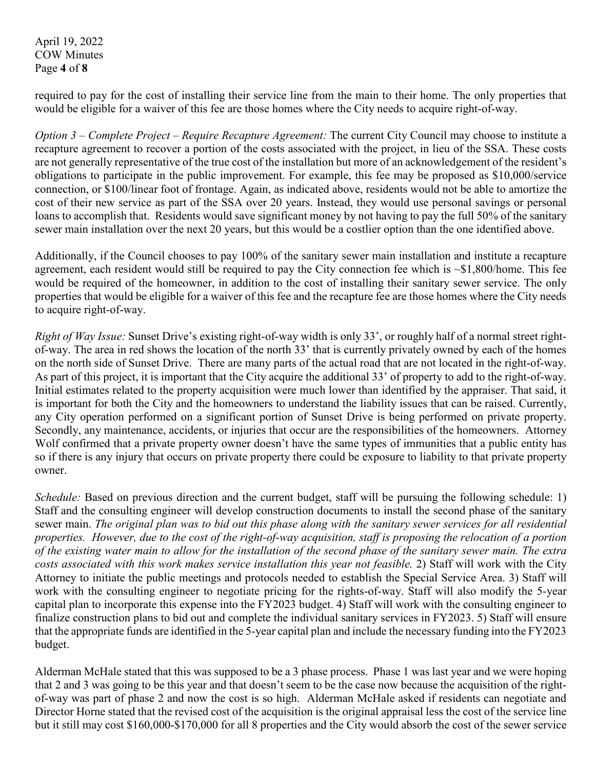required to pay for the cost of installing their service line from the main to their home. The only properties that would be eligible for a waiver of this fee are those homes where the City needs to acquire right-of-way.

*Option 3 – Complete Project – Require Recapture Agreement:* The current City Council may choose to institute a recapture agreement to recover a portion of the costs associated with the project, in lieu of the SSA. These costs are not generally representative of the true cost of the installation but more of an acknowledgement of the resident's obligations to participate in the public improvement. For example, this fee may be proposed as $10,000/service connection, or $100/linear foot of frontage. Again, as indicated above, residents would not be able to amortize the cost of their new service as part of the SSA over 20 years. Instead, they would use personal savings or personal loans to accomplish that. Residents would save significant money by not having to pay the full 50% of the sanitary sewer main installation over the next 20 years, but this would be a costlier option than the one identified above.

Additionally, if the Council chooses to pay 100% of the sanitary sewer main installation and institute a recapture agreement, each resident would still be required to pay the City connection fee which is ~$1,800/home. This fee would be required of the homeowner, in addition to the cost of installing their sanitary sewer service. The only properties that would be eligible for a waiver of this fee and the recapture fee are those homes where the City needs to acquire right-of-way.

*Right of Way Issue:* Sunset Drive's existing right-of-way width is only 33', or roughly half of a normal street right-of-way. The area in red shows the location of the north 33' that is currently privately owned by each of the homes on the north side of Sunset Drive. There are many parts of the actual road that are not located in the right-of-way. As part of this project, it is important that the City acquire the additional 33' of property to add to the right-of-way. Initial estimates related to the property acquisition were much lower than identified by the appraiser. That said, it is important for both the City and the homeowners to understand the liability issues that can be raised. Currently, any City operation performed on a significant portion of Sunset Drive is being performed on private property. Secondly, any maintenance, accidents, or injuries that occur are the responsibilities of the homeowners. Attorney Wolf confirmed that a private property owner doesn't have the same types of immunities that a public entity has so if there is any injury that occurs on private property there could be exposure to liability to that private property owner.

*Schedule:* Based on previous direction and the current budget, staff will be pursuing the following schedule: 1) Staff and the consulting engineer will develop construction documents to install the second phase of the sanitary sewer main. *The original plan was to bid out this phase along with the sanitary sewer services for all residential properties. However, due to the cost of the right-of-way acquisition, staff is proposing the relocation of a portion of the existing water main to allow for the installation of the second phase of the sanitary sewer main. The extra costs associated with this work makes service installation this year not feasible.* 2) Staff will work with the City Attorney to initiate the public meetings and protocols needed to establish the Special Service Area. 3) Staff will work with the consulting engineer to negotiate pricing for the rights-of-way. Staff will also modify the 5-year capital plan to incorporate this expense into the FY2023 budget. 4) Staff will work with the consulting engineer to finalize construction plans to bid out and complete the individual sanitary services in FY2023. 5) Staff will ensure that the appropriate funds are identified in the 5-year capital plan and include the necessary funding into the FY2023 budget.

Alderman McHale stated that this was supposed to be a 3 phase process. Phase 1 was last year and we were hoping that 2 and 3 was going to be this year and that doesn't seem to be the case now because the acquisition of the right-of-way was part of phase 2 and now the cost is so high. Alderman McHale asked if residents can negotiate and Director Horne stated that the revised cost of the acquisition is the original appraisal less the cost of the service line but it still may cost $160,000-$170,000 for all 8 properties and the City would absorb the cost of the sewer service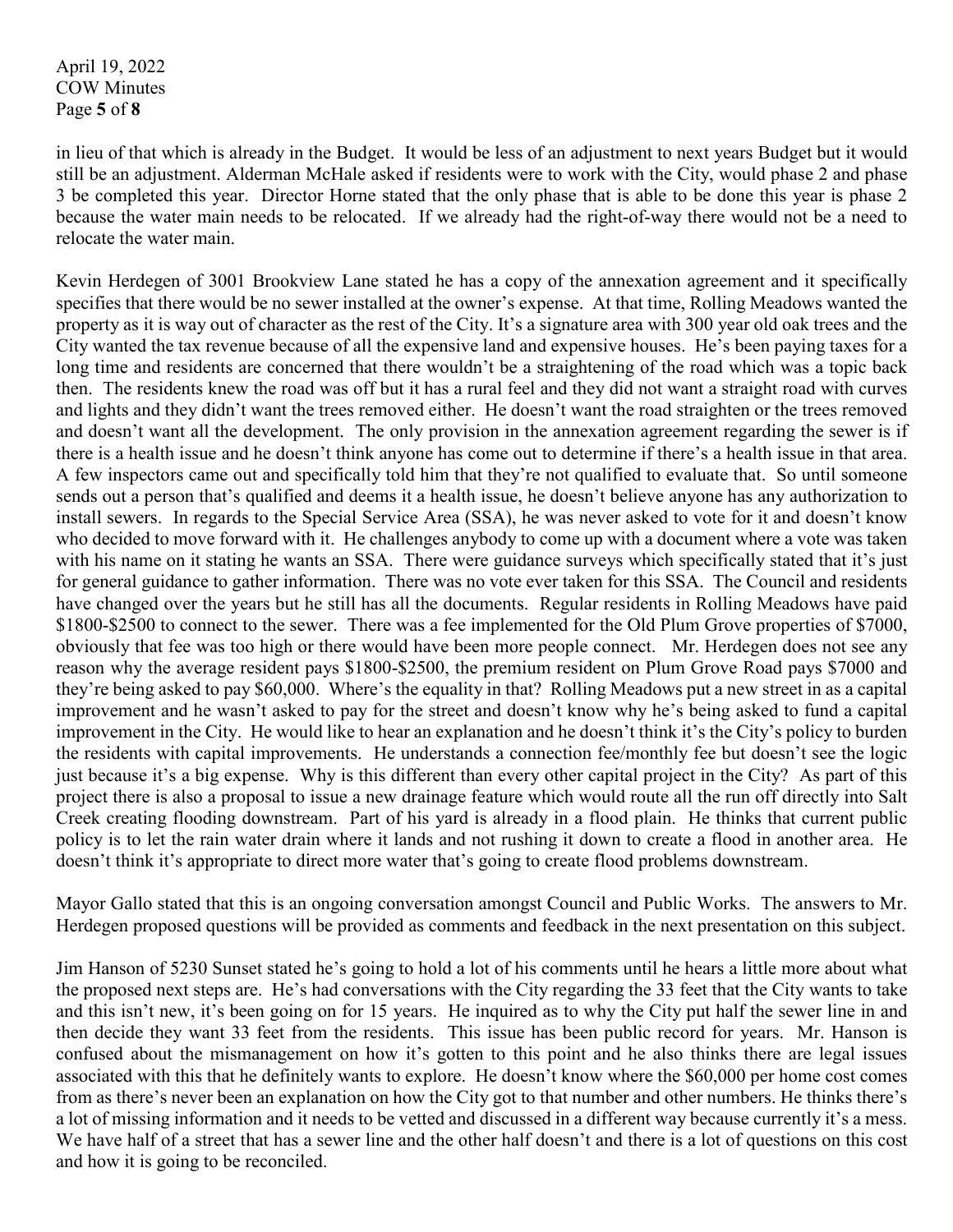in lieu of that which is already in the Budget. It would be less of an adjustment to next years Budget but it would still be an adjustment. Alderman McHale asked if residents were to work with the City, would phase 2 and phase 3 be completed this year. Director Horne stated that the only phase that is able to be done this year is phase 2 because the water main needs to be relocated. If we already had the right-of-way there would not be a need to relocate the water main.

Kevin Herdegen of 3001 Brookview Lane stated he has a copy of the annexation agreement and it specifically specifies that there would be no sewer installed at the owner's expense. At that time, Rolling Meadows wanted the property as it is way out of character as the rest of the City. It's a signature area with 300 year old oak trees and the City wanted the tax revenue because of all the expensive land and expensive houses. He's been paying taxes for a long time and residents are concerned that there wouldn't be a straightening of the road which was a topic back then. The residents knew the road was off but it has a rural feel and they did not want a straight road with curves and lights and they didn't want the trees removed either. He doesn't want the road straighten or the trees removed and doesn't want all the development. The only provision in the annexation agreement regarding the sewer is if there is a health issue and he doesn't think anyone has come out to determine if there's a health issue in that area. A few inspectors came out and specifically told him that they're not qualified to evaluate that. So until someone sends out a person that's qualified and deems it a health issue, he doesn't believe anyone has any authorization to install sewers. In regards to the Special Service Area (SSA), he was never asked to vote for it and doesn't know who decided to move forward with it. He challenges anybody to come up with a document where a vote was taken with his name on it stating he wants an SSA. There were guidance surveys which specifically stated that it's just for general guidance to gather information. There was no vote ever taken for this SSA. The Council and residents have changed over the years but he still has all the documents. Regular residents in Rolling Meadows have paid \$1800-\$2500 to connect to the sewer. There was a fee implemented for the Old Plum Grove properties of \$7000, obviously that fee was too high or there would have been more people connect. Mr. Herdegen does not see any reason why the average resident pays \$1800-\$2500, the premium resident on Plum Grove Road pays \$7000 and they're being asked to pay \$60,000. Where's the equality in that? Rolling Meadows put a new street in as a capital improvement and he wasn't asked to pay for the street and doesn't know why he's being asked to fund a capital improvement in the City. He would like to hear an explanation and he doesn't think it's the City's policy to burden the residents with capital improvements. He understands a connection fee/monthly fee but doesn't see the logic just because it's a big expense. Why is this different than every other capital project in the City? As part of this project there is also a proposal to issue a new drainage feature which would route all the run off directly into Salt Creek creating flooding downstream. Part of his yard is already in a flood plain. He thinks that current public policy is to let the rain water drain where it lands and not rushing it down to create a flood in another area. He doesn't think it's appropriate to direct more water that's going to create flood problems downstream.

Mayor Gallo stated that this is an ongoing conversation amongst Council and Public Works. The answers to Mr. Herdegen proposed questions will be provided as comments and feedback in the next presentation on this subject.

Jim Hanson of 5230 Sunset stated he's going to hold a lot of his comments until he hears a little more about what the proposed next steps are. He's had conversations with the City regarding the 33 feet that the City wants to take and this isn't new, it's been going on for 15 years. He inquired as to why the City put half the sewer line in and then decide they want 33 feet from the residents. This issue has been public record for years. Mr. Hanson is confused about the mismanagement on how it's gotten to this point and he also thinks there are legal issues associated with this that he definitely wants to explore. He doesn't know where the \$60,000 per home cost comes from as there's never been an explanation on how the City got to that number and other numbers. He thinks there's a lot of missing information and it needs to be vetted and discussed in a different way because currently it's a mess. We have half of a street that has a sewer line and the other half doesn't and there is a lot of questions on this cost and how it is going to be reconciled.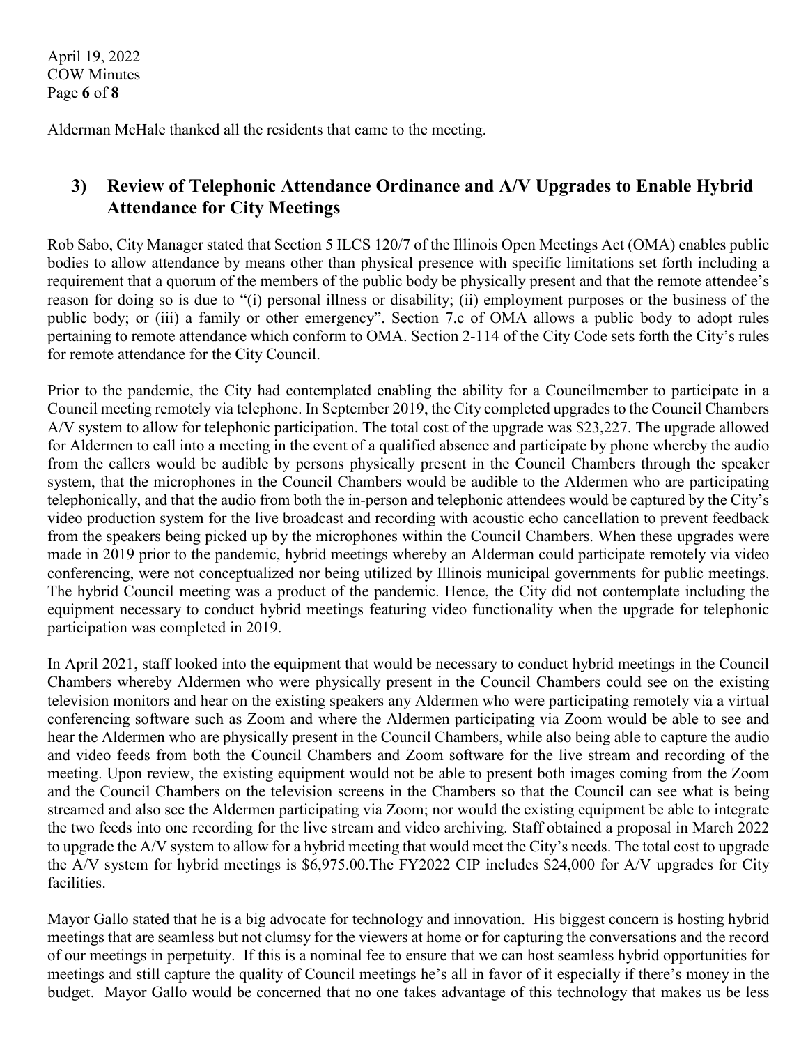Alderman McHale thanked all the residents that came to the meeting.

## 3) Review of Telephonic Attendance Ordinance and A/V Upgrades to Enable Hybrid Attendance for City Meetings

Rob Sabo, City Manager stated that Section 5 ILCS 120/7 of the Illinois Open Meetings Act (OMA) enables public bodies to allow attendance by means other than physical presence with specific limitations set forth including a requirement that a quorum of the members of the public body be physically present and that the remote attendee's reason for doing so is due to "(i) personal illness or disability; (ii) employment purposes or the business of the public body; or (iii) a family or other emergency". Section 7.c of OMA allows a public body to adopt rules pertaining to remote attendance which conform to OMA. Section 2-114 of the City Code sets forth the City's rules for remote attendance for the City Council.

Prior to the pandemic, the City had contemplated enabling the ability for a Councilmember to participate in a Council meeting remotely via telephone. In September 2019, the City completed upgrades to the Council Chambers A/V system to allow for telephonic participation. The total cost of the upgrade was $23,227. The upgrade allowed for Aldermen to call into a meeting in the event of a qualified absence and participate by phone whereby the audio from the callers would be audible by persons physically present in the Council Chambers through the speaker system, that the microphones in the Council Chambers would be audible to the Aldermen who are participating telephonically, and that the audio from both the in-person and telephonic attendees would be captured by the City's video production system for the live broadcast and recording with acoustic echo cancellation to prevent feedback from the speakers being picked up by the microphones within the Council Chambers. When these upgrades were made in 2019 prior to the pandemic, hybrid meetings whereby an Alderman could participate remotely via video conferencing, were not conceptualized nor being utilized by Illinois municipal governments for public meetings. The hybrid Council meeting was a product of the pandemic. Hence, the City did not contemplate including the equipment necessary to conduct hybrid meetings featuring video functionality when the upgrade for telephonic participation was completed in 2019.

In April 2021, staff looked into the equipment that would be necessary to conduct hybrid meetings in the Council Chambers whereby Aldermen who were physically present in the Council Chambers could see on the existing television monitors and hear on the existing speakers any Aldermen who were participating remotely via a virtual conferencing software such as Zoom and where the Aldermen participating via Zoom would be able to see and hear the Aldermen who are physically present in the Council Chambers, while also being able to capture the audio and video feeds from both the Council Chambers and Zoom software for the live stream and recording of the meeting. Upon review, the existing equipment would not be able to present both images coming from the Zoom and the Council Chambers on the television screens in the Chambers so that the Council can see what is being streamed and also see the Aldermen participating via Zoom; nor would the existing equipment be able to integrate the two feeds into one recording for the live stream and video archiving. Staff obtained a proposal in March 2022 to upgrade the A/V system to allow for a hybrid meeting that would meet the City's needs. The total cost to upgrade the A/V system for hybrid meetings is $6,975.00.The FY2022 CIP includes $24,000 for A/V upgrades for City facilities.

Mayor Gallo stated that he is a big advocate for technology and innovation. His biggest concern is hosting hybrid meetings that are seamless but not clumsy for the viewers at home or for capturing the conversations and the record of our meetings in perpetuity. If this is a nominal fee to ensure that we can host seamless hybrid opportunities for meetings and still capture the quality of Council meetings he's all in favor of it especially if there's money in the budget. Mayor Gallo would be concerned that no one takes advantage of this technology that makes us be less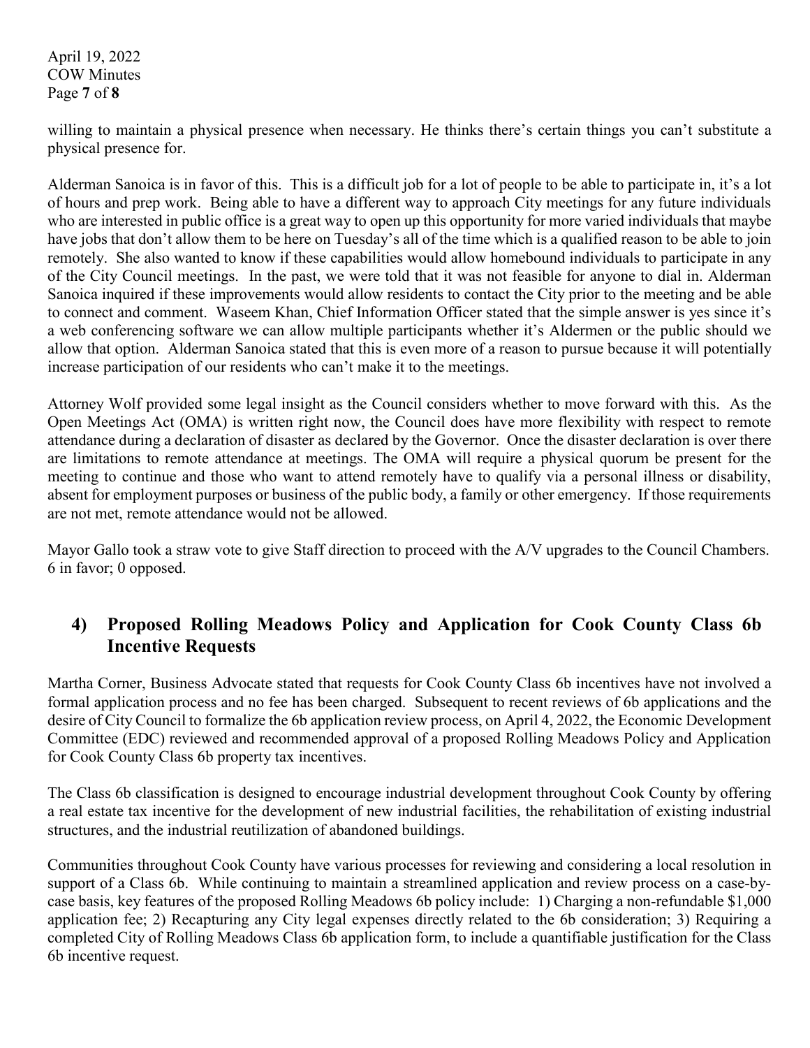willing to maintain a physical presence when necessary. He thinks there's certain things you can't substitute a physical presence for.

Alderman Sanoica is in favor of this. This is a difficult job for a lot of people to be able to participate in, it's a lot of hours and prep work. Being able to have a different way to approach City meetings for any future individuals who are interested in public office is a great way to open up this opportunity for more varied individuals that maybe have jobs that don't allow them to be here on Tuesday's all of the time which is a qualified reason to be able to join remotely. She also wanted to know if these capabilities would allow homebound individuals to participate in any of the City Council meetings. In the past, we were told that it was not feasible for anyone to dial in. Alderman Sanoica inquired if these improvements would allow residents to contact the City prior to the meeting and be able to connect and comment. Waseem Khan, Chief Information Officer stated that the simple answer is yes since it's a web conferencing software we can allow multiple participants whether it's Aldermen or the public should we allow that option. Alderman Sanoica stated that this is even more of a reason to pursue because it will potentially increase participation of our residents who can't make it to the meetings.

Attorney Wolf provided some legal insight as the Council considers whether to move forward with this. As the Open Meetings Act (OMA) is written right now, the Council does have more flexibility with respect to remote attendance during a declaration of disaster as declared by the Governor. Once the disaster declaration is over there are limitations to remote attendance at meetings. The OMA will require a physical quorum be present for the meeting to continue and those who want to attend remotely have to qualify via a personal illness or disability, absent for employment purposes or business of the public body, a family or other emergency. If those requirements are not met, remote attendance would not be allowed.

Mayor Gallo took a straw vote to give Staff direction to proceed with the A/V upgrades to the Council Chambers. 6 in favor; 0 opposed.

## 4) Proposed Rolling Meadows Policy and Application for Cook County Class 6b Incentive Requests

Martha Corner, Business Advocate stated that requests for Cook County Class 6b incentives have not involved a formal application process and no fee has been charged. Subsequent to recent reviews of 6b applications and the desire of City Council to formalize the 6b application review process, on April 4, 2022, the Economic Development Committee (EDC) reviewed and recommended approval of a proposed Rolling Meadows Policy and Application for Cook County Class 6b property tax incentives.

The Class 6b classification is designed to encourage industrial development throughout Cook County by offering a real estate tax incentive for the development of new industrial facilities, the rehabilitation of existing industrial structures, and the industrial reutilization of abandoned buildings.

Communities throughout Cook County have various processes for reviewing and considering a local resolution in support of a Class 6b. While continuing to maintain a streamlined application and review process on a case-by-case basis, key features of the proposed Rolling Meadows 6b policy include: 1) Charging a non-refundable $1,000 application fee; 2) Recapturing any City legal expenses directly related to the 6b consideration; 3) Requiring a completed City of Rolling Meadows Class 6b application form, to include a quantifiable justification for the Class 6b incentive request.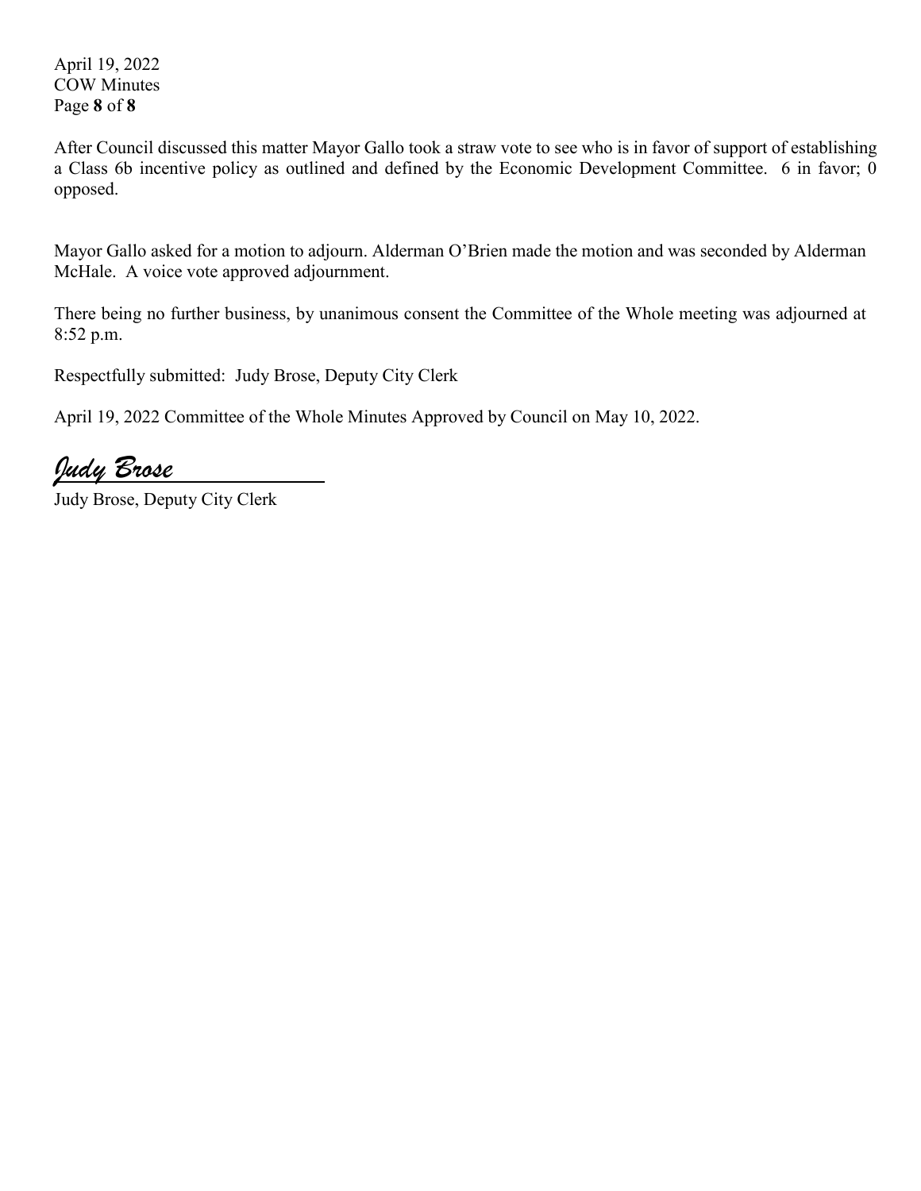After Council discussed this matter Mayor Gallo took a straw vote to see who is in favor of support of establishing a Class 6b incentive policy as outlined and defined by the Economic Development Committee. 6 in favor; 0 opposed.

Mayor Gallo asked for a motion to adjourn. Alderman O'Brien made the motion and was seconded by Alderman McHale. A voice vote approved adjournment.

There being no further business, by unanimous consent the Committee of the Whole meeting was adjourned at 8:52 p.m.

Respectfully submitted: Judy Brose, Deputy City Clerk

April 19, 2022 Committee of the Whole Minutes Approved by Council on May 10, 2022.

*Judy Brose*

Judy Brose, Deputy City Clerk